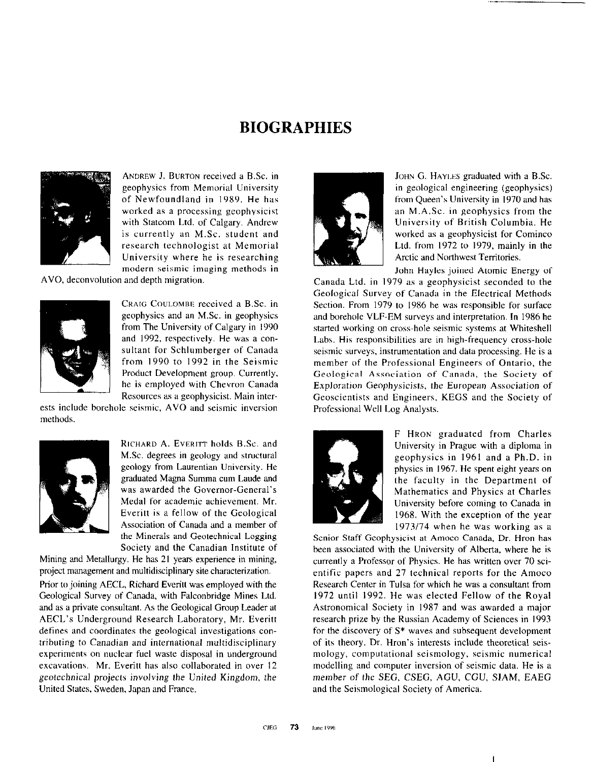# BIOGRAPHIES

ANDREW J. BURTON received a B.Sc. in geophysics from Memorial University of Newfoundland in 1989. He has worked as a processing geophysicist with Statcom Ltd. of Calgary. Andrew is currently an M.Sc. student and research technologist at Memorial University where he is researching modern seismic imaging methods in AVO, deconvolution and depth migration.

CRAIG COULOMBE received a B.Sc. in geophysics and an M.Sc. in geophysics from The University of Calgary in 1990 and 1992, respectively. He was a consultant for Schlumberger of Canada from 1990 to 1992 in the Seismic Product Development group. Currently, he is employed with Chevron Canada Resources as a geophysicist. Main interests include borehole seismic, AVO and seismic inversion methods.

RICHARD A. EVERITT holds B.Sc. and M.Sc. degrees in geology and structural geology from Laurentian University. He graduated Magna Summa cum Laude and was awarded the Governor-General's Medal for academic achievement. Mr. Everitt is a fellow of the Geological Association of Canada and a member of the Minerals and Geotechnical Logging Society and the Canadian Institute of Mining and Metallurgy. He has 21 years experience in mining, project management and multidisciplinary site characterization.

Prior to joining AECL, Richard Everitt was employed with the Geological Survey of Canada, with Falconbridge Mines Ltd. and as a private consultant. As the Geological Group Leader at AECL's Underground Research Laboratory, Mr. Everitt defines and coordinates the geological investigations contributing to Canadian and international multidisciplinary experiments on nuclear fuel waste disposal in underground excavations. Mr. Everitt has also collaborated in over 12 geotechnical projects involving the United Kingdom, the United States, Sweden, Japan and France.

JOHN G. HAYLES graduated with a B.Sc. in geological engineering (geophysics) from Queen's University in 1970 and has an M.A.Sc. in geophysics from the University of British Columbia. He worked as a geophysicist for Cominco Ltd. from 1972 to 1979, mainly in the Arctic and Northwest Territories.

John Hayles joined Atomic Energy of Canada Ltd. in 1979 as a geophysicist seconded to the Geological Survey of Canada in the Electrical Methods Section. From 1979 to 1986 he was responsible for surface and borehole VLF-EM surveys and interpretation. In 1986 he started working on cross-hole seismic systems at Whiteshell Labs. His responsibilities are in high-frequency cross-hole seismic surveys, instrumentation and data processing. He is a member of the Professional Engineers of Ontario, the Geological Association of Canada, the Society of Exploration Geophysicists, the European Association of Geoscientists and Engineers, KEGS and the Society of Professional Well Log Analysts.

F HRON graduated from Charles University in Prague with a diploma in geophysics in 1961 and a Ph.D. in physics in 1967. He spent eight years on the faculty in the Department of Mathematics and Physics at Charles University before coming to Canada in 1968. With the exception of the year 1973/74 when he was working as a Senior Staff Geophysicist at Amoco Canada, Dr. Hron has been associated with the University of Alberta, where he is currently a Professor of Physics. He has written over 70 scientific papers and 27 technical reports for the Amoco Research Center in Tulsa for which he was a consultant from 1972 until 1992. He was elected Fellow of the Royal Astronomical Society in 1987 and was awarded a major research prize by the Russian Academy of Sciences in 1993 for the discovery of S* waves and subsequent development of its theory. Dr. Hron's interests include theoretical seismology, computational seismology, seismic numerical modelling and computer inversion of seismic data. He is a member of the SEG, CSEG, AGU, CGU, SIAM, EAEG and the Seismological Society of America.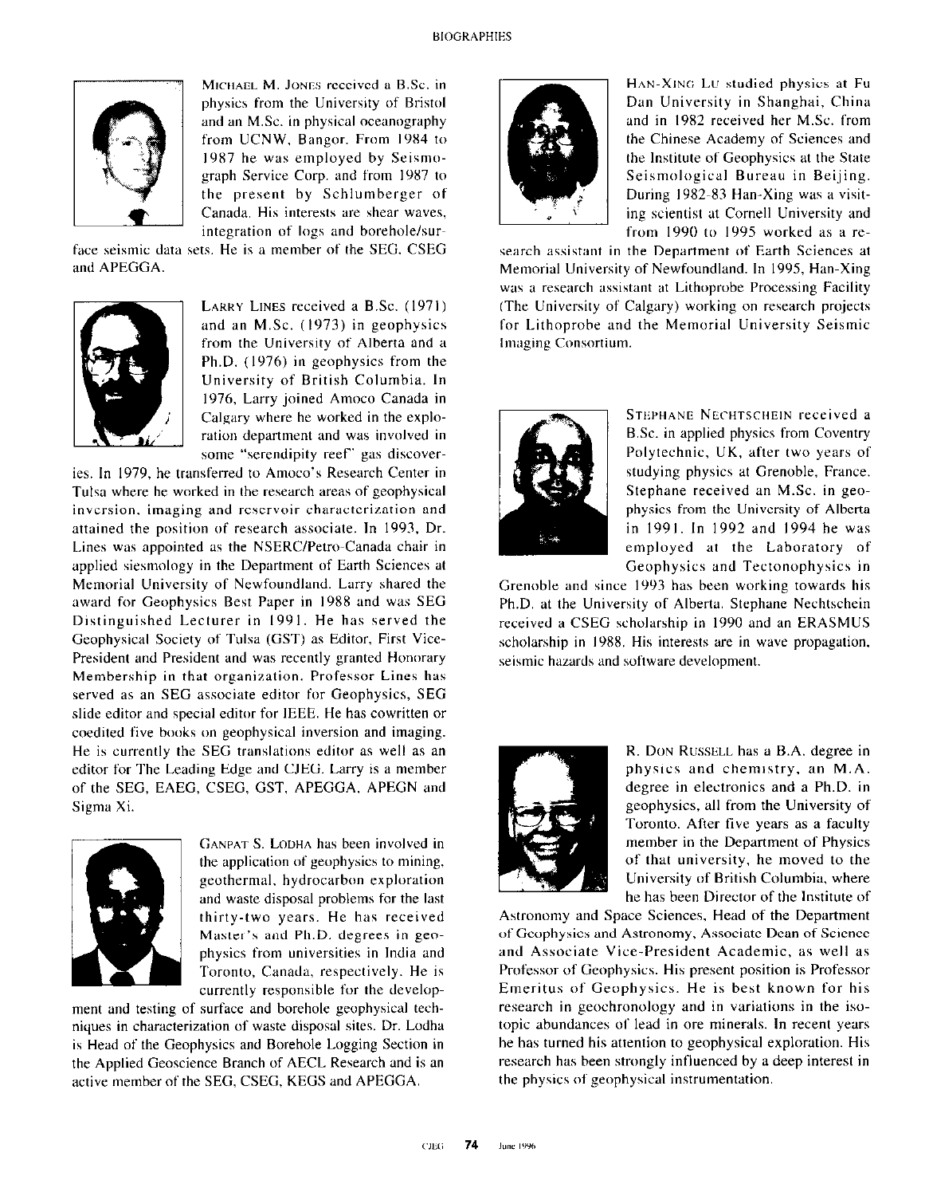## BIOGRAPHIES

MICHAEL M. JONES received a B.Sc. in physics from the University of Bristol and an M.Sc. in physical oceanography from UCNW, Bangor. From 1984 to 1987 he was employed by Seismograph Service Corp. and from 1987 to the present by Schlumberger of Canada. His interests are shear waves, integration of logs and borehole/surface seismic data sets. He is a member of the SEG, CSEG and APEGGA.

LARRY LINES received a B.Sc. (1971) and an M.Sc. (1973) in geophysics from the University of Alberta and a Ph.D. (1976) in geophysics from the University of British Columbia. In 1976, Larry joined Amoco Canada in Calgary where he worked in the exploration department and was involved in some "serendipity reef" gas discoveries. In 1979, he transferred to Amoco's Research Center in Tulsa where he worked in the research areas of geophysical inversion, imaging and reservoir characterization and attained the position of research associate. In 1993, Dr. Lines was appointed as the NSERC/Petro-Canada chair in applied siesmology in the Department of Earth Sciences at Memorial University of Newfoundland. Larry shared the award for Geophysics Best Paper in 1988 and was SEG Distinguished Lecturer in 1991. He has served the Geophysical Society of Tulsa (GST) as Editor, First Vice-President and President and was recently granted Honorary Membership in that organization. Professor Lines has served as an SEG associate editor for Geophysics, SEG slide editor and special editor for IEEE. He has cowritten or coedited five books on geophysical inversion and imaging. He is currently the SEG translations editor as well as an editor for The Leading Edge and CJEG. Larry is a member of the SEG, EAEG, CSEG, GST, APEGGA, APEGN and Sigma Xi.

GANPAT S. LODHA has been involved in the application of geophysics to mining, geothermal, hydrocarbon exploration and waste disposal problems for the last thirty-two years. He has received Master's and Ph.D. degrees in geophysics from universities in India and Toronto, Canada, respectively. He is currently responsible for the development and testing of surface and borehole geophysical techniques in characterization of waste disposal sites. Dr. Lodha is Head of the Geophysics and Borehole Logging Section in the Applied Geoscience Branch of AECL Research and is an active member of the SEG, CSEG, KEGS and APEGGA.

HAN-XING LU studied physics at Fu Dan University in Shanghai, China and in 1982 received her M.Sc. from the Chinese Academy of Sciences and the Institute of Geophysics at the State Seismological Bureau in Beijing. During 1982-83 Han-Xing was a visiting scientist at Cornell University and from 1990 to 1995 worked as a research assistant in the Department of Earth Sciences at Memorial University of Newfoundland. In 1995, Han-Xing was a research assistant at Lithoprobe Processing Facility (The University of Calgary) working on research projects for Lithoprobe and the Memorial University Seismic Imaging Consortium.

STEPHANE NECHTSCHEIN received a B.Sc. in applied physics from Coventry Polytechnic, UK, after two years of studying physics at Grenoble, France. Stephane received an M.Sc. in geophysics from the University of Alberta in 1991. In 1992 and 1994 he was employed at the Laboratory of Geophysics and Tectonophysics in Grenoble and since 1993 has been working towards his Ph.D. at the University of Alberta. Stephane Nechtschein received a CSEG scholarship in 1990 and an ERASMUS scholarship in 1988. His interests are in wave propagation, seismic hazards and software development.

R. DON RUSSELL has a B.A. degree in physics and chemistry, an M.A. degree in electronics and a Ph.D. in geophysics, all from the University of Toronto. After five years as a faculty member in the Department of Physics of that university, he moved to the University of British Columbia, where he has been Director of the Institute of Astronomy and Space Sciences, Head of the Department of Geophysics and Astronomy, Associate Dean of Science and Associate Vice-President Academic, as well as Professor of Geophysics. His present position is Professor Emeritus of Geophysics. He is best known for his research in geochronology and in variations in the isotopic abundances of lead in ore minerals. In recent years he has turned his attention to geophysical exploration. His research has been strongly influenced by a deep interest in the physics of geophysical instrumentation.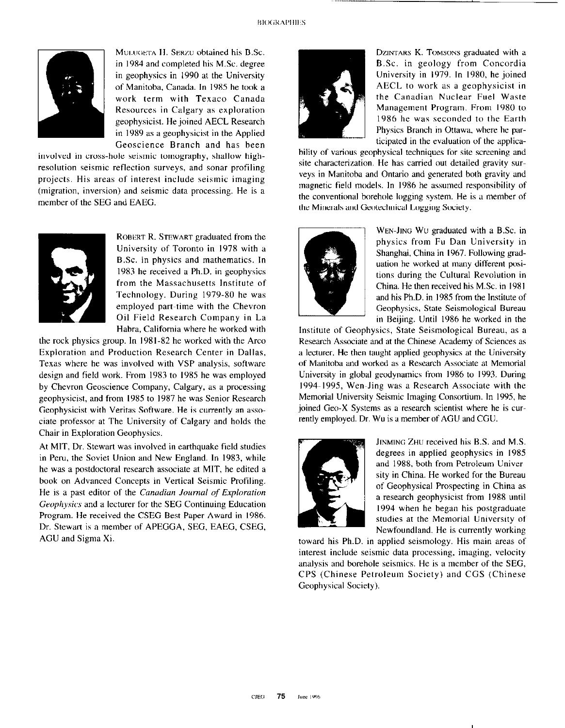MULUGETA H. SERZU obtained his B.Sc. in 1984 and completed his M.Sc. degree in geophysics in 1990 at the University of Manitoba, Canada. In 1985 he took a work term with Texaco Canada Resources in Calgary as exploration geophysicist. He joined AECL Research in 1989 as a geophysicist in the Applied Geoscience Branch and has been involved in cross-hole seismic tomography, shallow high-resolution seismic reflection surveys, and sonar profiling projects. His areas of interest include seismic imaging (migration, inversion) and seismic data processing. He is a member of the SEG and EAEG.

ROBERT R. STEWART graduated from the University of Toronto in 1978 with a B.Sc. in physics and mathematics. In 1983 he received a Ph.D. in geophysics from the Massachusetts Institute of Technology. During 1979-80 he was employed part-time with the Chevron Oil Field Research Company in La Habra, California where he worked with the rock physics group. In 1981-82 he worked with the Arco Exploration and Production Research Center in Dallas, Texas where he was involved with VSP analysis, software design and field work. From 1983 to 1985 he was employed by Chevron Geoscience Company, Calgary, as a processing geophysicist, and from 1985 to 1987 he was Senior Research Geophysicist with Veritas Software. He is currently an associate professor at The University of Calgary and holds the Chair in Exploration Geophysics.

At MIT, Dr. Stewart was involved in earthquake field studies in Peru, the Soviet Union and New England. In 1983, while he was a postdoctoral research associate at MIT, he edited a book on Advanced Concepts in Vertical Seismic Profiling. He is a past editor of the *Canadian Journal of Exploration Geophysics* and a lecturer for the SEG Continuing Education Program. He received the CSEG Best Paper Award in 1986. Dr. Stewart is a member of APEGGA, SEG, EAEG, CSEG, AGU and Sigma Xi.

DZINTARS K. TOMSONS graduated with a B.Sc. in geology from Concordia University in 1979. In 1980, he joined AECL to work as a geophysicist in the Canadian Nuclear Fuel Waste Management Program. From 1980 to 1986 he was seconded to the Earth Physics Branch in Ottawa, where he participated in the evaluation of the applicability of various geophysical techniques for site screening and site characterization. He has carried out detailed gravity surveys in Manitoba and Ontario and generated both gravity and magnetic field models. In 1986 he assumed responsibility of the conventional borehole logging system. He is a member of the Minerals and Geotechnical Logging Society.

WEN-JING WU graduated with a B.Sc. in physics from Fu Dan University in Shanghai, China in 1967. Following graduation he worked at many different positions during the Cultural Revolution in China. He then received his M.Sc. in 1981 and his Ph.D. in 1985 from the Institute of Geophysics, State Seismological Bureau in Beijing. Until 1986 he worked in the Institute of Geophysics, State Seismological Bureau, as a Research Associate and at the Chinese Academy of Sciences as a lecturer. He then taught applied geophysics at the University of Manitoba and worked as a Research Associate at Memorial University in global geodynamics from 1986 to 1993. During 1994-1995, Wen-Jing was a Research Associate with the Memorial University Seismic Imaging Consortium. In 1995, he joined Geo-X Systems as a research scientist where he is currently employed. Dr. Wu is a member of AGU and CGU.

JINMING ZHU received his B.S. and M.S. degrees in applied geophysics in 1985 and 1988, both from Petroleum University in China. He worked for the Bureau of Geophysical Prospecting in China as a research geophysicist from 1988 until 1994 when he began his postgraduate studies at the Memorial University of Newfoundland. He is currently working toward his Ph.D. in applied seismology. His main areas of interest include seismic data processing, imaging, velocity analysis and borehole seismics. He is a member of the SEG, CPS (Chinese Petroleum Society) and CGS (Chinese Geophysical Society).